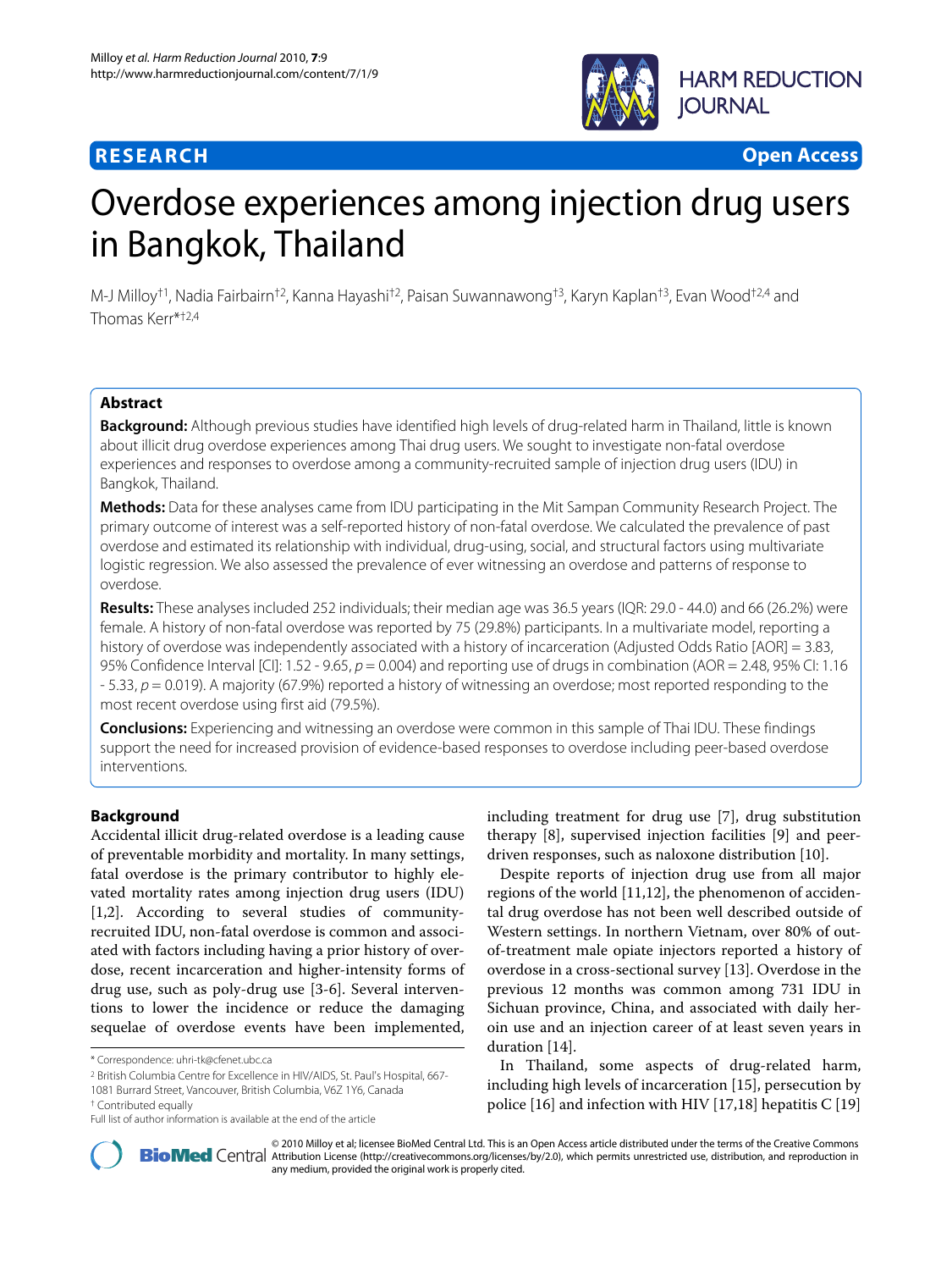**RESEARCH** **Open Access**

# Overdose experiences among injection drug users in Bangkok, Thailand

M-J Milloy[†1], Nadia Fairbairn[†2], Kanna Hayashi[†2], Paisan Suwannawong[†3], Karyn Kaplan[†3], Evan Wood[†2,4] and Thomas Kerr*[†2,4]

## Abstract

**Background:** Although previous studies have identified high levels of drug-related harm in Thailand, little is known about illicit drug overdose experiences among Thai drug users. We sought to investigate non-fatal overdose experiences and responses to overdose among a community-recruited sample of injection drug users (IDU) in Bangkok, Thailand.

**Methods:** Data for these analyses came from IDU participating in the Mit Sampan Community Research Project. The primary outcome of interest was a self-reported history of non-fatal overdose. We calculated the prevalence of past overdose and estimated its relationship with individual, drug-using, social, and structural factors using multivariate logistic regression. We also assessed the prevalence of ever witnessing an overdose and patterns of response to overdose.

**Results:** These analyses included 252 individuals; their median age was 36.5 years (IQR: 29.0 - 44.0) and 66 (26.2%) were female. A history of non-fatal overdose was reported by 75 (29.8%) participants. In a multivariate model, reporting a history of overdose was independently associated with a history of incarceration (Adjusted Odds Ratio [AOR] = 3.83, 95% Confidence Interval [CI]: 1.52 - 9.65, $p = 0.004$) and reporting use of drugs in combination (AOR = 2.48, 95% CI: 1.16 - 5.33, $p = 0.019$). A majority (67.9%) reported a history of witnessing an overdose; most reported responding to the most recent overdose using first aid (79.5%).

**Conclusions:** Experiencing and witnessing an overdose were common in this sample of Thai IDU. These findings support the need for increased provision of evidence-based responses to overdose including peer-based overdose interventions.

## Background

Accidental illicit drug-related overdose is a leading cause of preventable morbidity and mortality. In many settings, fatal overdose is the primary contributor to highly elevated mortality rates among injection drug users (IDU) [1,2]. According to several studies of community-recruited IDU, non-fatal overdose is common and associated with factors including having a prior history of overdose, recent incarceration and higher-intensity forms of drug use, such as poly-drug use [3-6]. Several interventions to lower the incidence or reduce the damaging sequelae of overdose events have been implemented, including treatment for drug use [7], drug substitution therapy [8], supervised injection facilities [9] and peer-driven responses, such as naloxone distribution [10].

Despite reports of injection drug use from all major regions of the world [11,12], the phenomenon of accidental drug overdose has not been well described outside of Western settings. In northern Vietnam, over 80% of out-of-treatment male opiate injectors reported a history of overdose in a cross-sectional survey [13]. Overdose in the previous 12 months was common among 731 IDU in Sichuan province, China, and associated with daily heroin use and an injection career of at least seven years in duration [14].

In Thailand, some aspects of drug-related harm, including high levels of incarceration [15], persecution by police [16] and infection with HIV [17,18] hepatitis C [19]

\* Correspondence: uhri-tk@cfenet.ubc.ca

[2] British Columbia Centre for Excellence in HIV/AIDS, St. Paul's Hospital, 667-1081 Burrard Street, Vancouver, British Columbia, V6Z 1Y6, Canada

[†] Contributed equally

Full list of author information is available at the end of the article

© 2010 Milloy et al; licensee BioMed Central Ltd. This is an Open Access article distributed under the terms of the Creative Commons Attribution License (http://creativecommons.org/licenses/by/2.0), which permits unrestricted use, distribution, and reproduction in any medium, provided the original work is properly cited.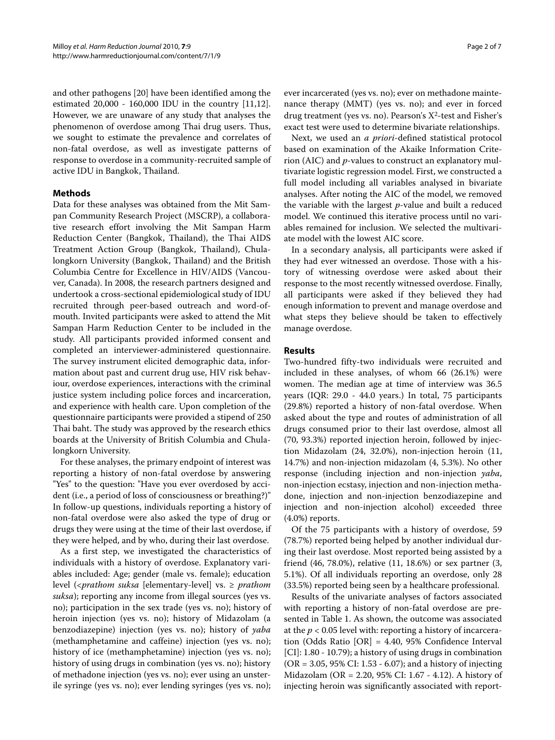and other pathogens [20] have been identified among the estimated 20,000 - 160,000 IDU in the country [11,12]. However, we are unaware of any study that analyses the phenomenon of overdose among Thai drug users. Thus, we sought to estimate the prevalence and correlates of non-fatal overdose, as well as investigate patterns of response to overdose in a community-recruited sample of active IDU in Bangkok, Thailand.

## Methods

Data for these analyses was obtained from the Mit Sampan Community Research Project (MSCRP), a collaborative research effort involving the Mit Sampan Harm Reduction Center (Bangkok, Thailand), the Thai AIDS Treatment Action Group (Bangkok, Thailand), Chulalongkorn University (Bangkok, Thailand) and the British Columbia Centre for Excellence in HIV/AIDS (Vancouver, Canada). In 2008, the research partners designed and undertook a cross-sectional epidemiological study of IDU recruited through peer-based outreach and word-of-mouth. Invited participants were asked to attend the Mit Sampan Harm Reduction Center to be included in the study. All participants provided informed consent and completed an interviewer-administered questionnaire. The survey instrument elicited demographic data, information about past and current drug use, HIV risk behaviour, overdose experiences, interactions with the criminal justice system including police forces and incarceration, and experience with health care. Upon completion of the questionnaire participants were provided a stipend of 250 Thai baht. The study was approved by the research ethics boards at the University of British Columbia and Chulalongkorn University.

For these analyses, the primary endpoint of interest was reporting a history of non-fatal overdose by answering "Yes" to the question: "Have you ever overdosed by accident (i.e., a period of loss of consciousness or breathing?)" In follow-up questions, individuals reporting a history of non-fatal overdose were also asked the type of drug or drugs they were using at the time of their last overdose, if they were helped, and by who, during their last overdose.

As a first step, we investigated the characteristics of individuals with a history of overdose. Explanatory variables included: Age; gender (male vs. female); education level (<*prathom suksa* [elementary-level] vs. ≥ *prathom suksa*); reporting any income from illegal sources (yes vs. no); participation in the sex trade (yes vs. no); history of heroin injection (yes vs. no); history of Midazolam (a benzodiazepine) injection (yes vs. no); history of *yaba* (methamphetamine and caffeine) injection (yes vs. no); history of ice (methamphetamine) injection (yes vs. no); history of using drugs in combination (yes vs. no); history of methadone injection (yes vs. no); ever using an unsterile syringe (yes vs. no); ever lending syringes (yes vs. no); ever incarcerated (yes vs. no); ever on methadone maintenance therapy (MMT) (yes vs. no); and ever in forced drug treatment (yes vs. no). Pearson's $X^2$-test and Fisher's exact test were used to determine bivariate relationships.

Next, we used an *a priori*-defined statistical protocol based on examination of the Akaike Information Criterion (AIC) and *p*-values to construct an explanatory multivariate logistic regression model. First, we constructed a full model including all variables analysed in bivariate analyses. After noting the AIC of the model, we removed the variable with the largest *p*-value and built a reduced model. We continued this iterative process until no variables remained for inclusion. We selected the multivariate model with the lowest AIC score.

In a secondary analysis, all participants were asked if they had ever witnessed an overdose. Those with a history of witnessing overdose were asked about their response to the most recently witnessed overdose. Finally, all participants were asked if they believed they had enough information to prevent and manage overdose and what steps they believe should be taken to effectively manage overdose.

## Results

Two-hundred fifty-two individuals were recruited and included in these analyses, of whom 66 (26.1%) were women. The median age at time of interview was 36.5 years (IQR: 29.0 - 44.0 years.) In total, 75 participants (29.8%) reported a history of non-fatal overdose. When asked about the type and routes of administration of all drugs consumed prior to their last overdose, almost all (70, 93.3%) reported injection heroin, followed by injection Midazolam (24, 32.0%), non-injection heroin (11, 14.7%) and non-injection midazolam (4, 5.3%). No other response (including injection and non-injection *yaba*, non-injection ecstasy, injection and non-injection methadone, injection and non-injection benzodiazepine and injection and non-injection alcohol) exceeded three (4.0%) reports.

Of the 75 participants with a history of overdose, 59 (78.7%) reported being helped by another individual during their last overdose. Most reported being assisted by a friend (46, 78.0%), relative (11, 18.6%) or sex partner (3, 5.1%). Of all individuals reporting an overdose, only 28 (33.5%) reported being seen by a healthcare professional.

Results of the univariate analyses of factors associated with reporting a history of non-fatal overdose are presented in Table 1. As shown, the outcome was associated at the $p < 0.05$ level with: reporting a history of incarceration (Odds Ratio [OR] = 4.40, 95% Confidence Interval [CI]: 1.80 - 10.79); a history of using drugs in combination (OR = 3.05, 95% CI: 1.53 - 6.07); and a history of injecting Midazolam (OR = 2.20, 95% CI: 1.67 - 4.12). A history of injecting heroin was significantly associated with report-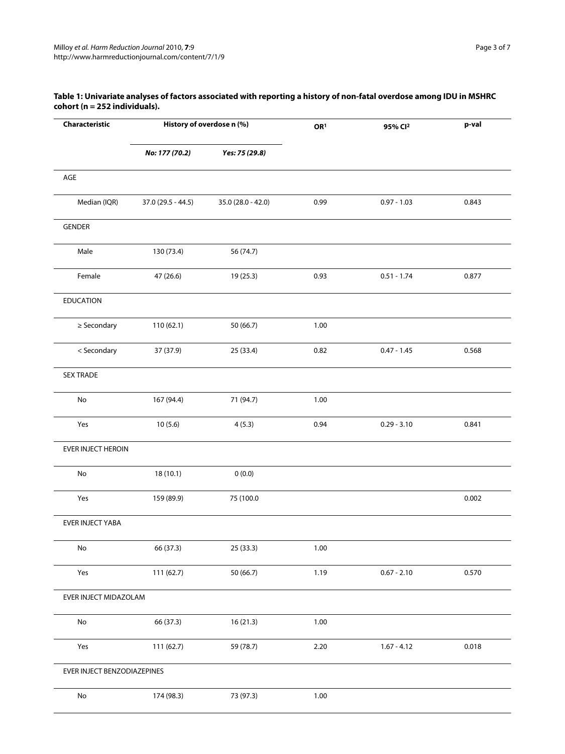**Table 1: Univariate analyses of factors associated with reporting a history of non-fatal overdose among IDU in MSHRC cohort (n = 252 individuals).**

| Characteristic | History of overdose n (%) | | OR[1] | 95% CI[2] | p-val |
|---|---|---|---|---|---|
| | ***No: 177 (70.2)*** | ***Yes: 75 (29.8)*** | | | |
| AGE | | | | | |
| Median (IQR) | 37.0 (29.5 - 44.5) | 35.0 (28.0 - 42.0) | 0.99 | 0.97 - 1.03 | 0.843 |
| GENDER | | | | | |
| Male | 130 (73.4) | 56 (74.7) | | | |
| Female | 47 (26.6) | 19 (25.3) | 0.93 | 0.51 - 1.74 | 0.877 |
| EDUCATION | | | | | |
| ≥ Secondary | 110 (62.1) | 50 (66.7) | 1.00 | | |
| < Secondary | 37 (37.9) | 25 (33.4) | 0.82 | 0.47 - 1.45 | 0.568 |
| SEX TRADE | | | | | |
| No | 167 (94.4) | 71 (94.7) | 1.00 | | |
| Yes | 10 (5.6) | 4 (5.3) | 0.94 | 0.29 - 3.10 | 0.841 |
| EVER INJECT HEROIN | | | | | |
| No | 18 (10.1) | 0 (0.0) | | | |
| Yes | 159 (89.9) | 75 (100.0 | | | 0.002 |
| EVER INJECT YABA | | | | | |
| No | 66 (37.3) | 25 (33.3) | 1.00 | | |
| Yes | 111 (62.7) | 50 (66.7) | 1.19 | 0.67 - 2.10 | 0.570 |
| EVER INJECT MIDAZOLAM | | | | | |
| No | 66 (37.3) | 16 (21.3) | 1.00 | | |
| Yes | 111 (62.7) | 59 (78.7) | 2.20 | 1.67 - 4.12 | 0.018 |
| EVER INJECT BENZODIAZEPINES | | | | | |
| No | 174 (98.3) | 73 (97.3) | 1.00 | | |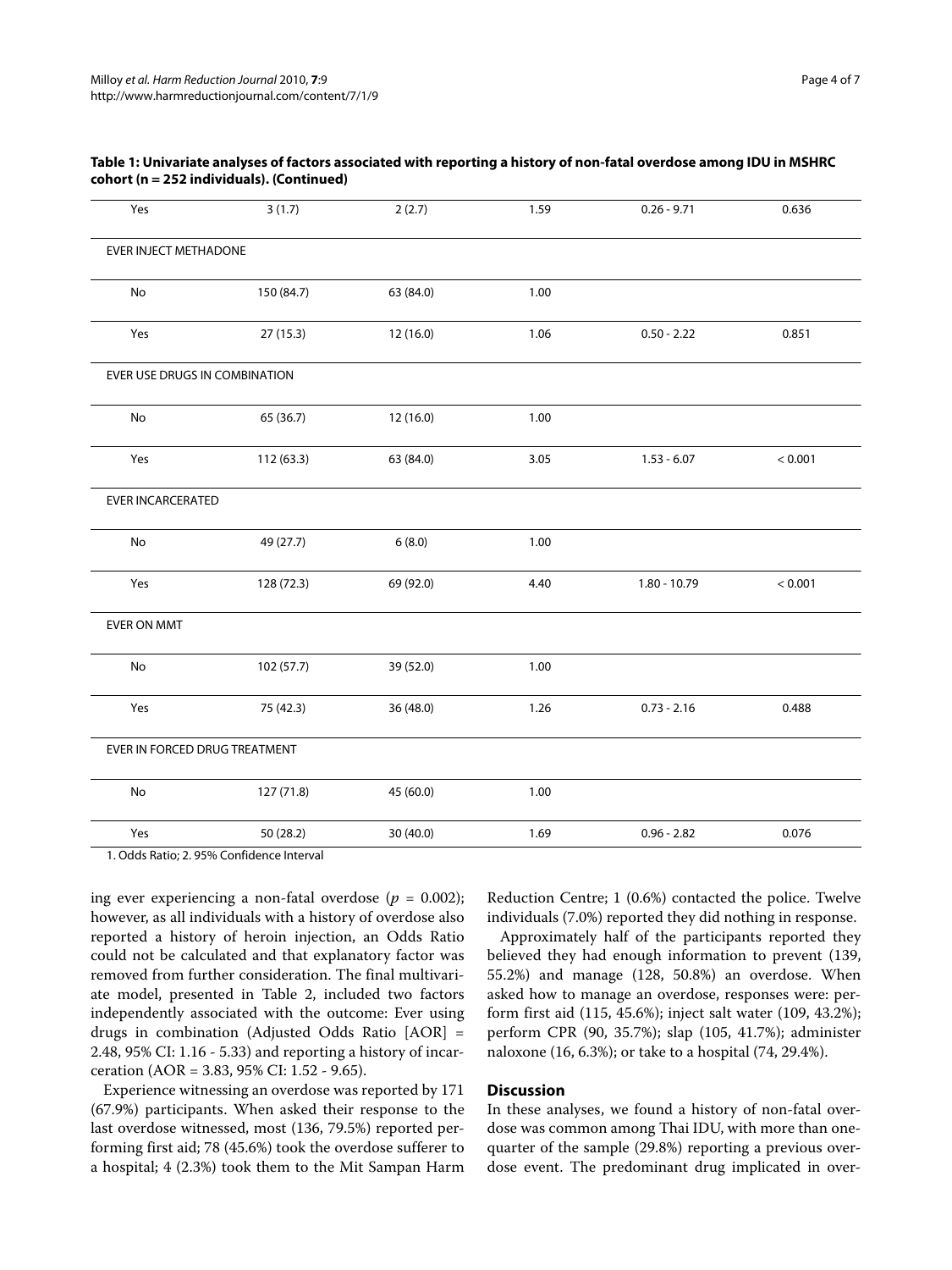**Table 1: Univariate analyses of factors associated with reporting a history of non-fatal overdose among IDU in MSHRC cohort (n = 252 individuals). (Continued)**

| | | | | | |
|---|---|---|---|---|---|
| Yes | 3 (1.7) | 2 (2.7) | 1.59 | 0.26 - 9.71 | 0.636 |
| EVER INJECT METHADONE | | | | | |
| No | 150 (84.7) | 63 (84.0) | 1.00 | | |
| Yes | 27 (15.3) | 12 (16.0) | 1.06 | 0.50 - 2.22 | 0.851 |
| EVER USE DRUGS IN COMBINATION | | | | | |
| No | 65 (36.7) | 12 (16.0) | 1.00 | | |
| Yes | 112 (63.3) | 63 (84.0) | 3.05 | 1.53 - 6.07 | < 0.001 |
| EVER INCARCERATED | | | | | |
| No | 49 (27.7) | 6 (8.0) | 1.00 | | |
| Yes | 128 (72.3) | 69 (92.0) | 4.40 | 1.80 - 10.79 | < 0.001 |
| EVER ON MMT | | | | | |
| No | 102 (57.7) | 39 (52.0) | 1.00 | | |
| Yes | 75 (42.3) | 36 (48.0) | 1.26 | 0.73 - 2.16 | 0.488 |
| EVER IN FORCED DRUG TREATMENT | | | | | |
| No | 127 (71.8) | 45 (60.0) | 1.00 | | |
| Yes | 50 (28.2) | 30 (40.0) | 1.69 | 0.96 - 2.82 | 0.076 |

1. Odds Ratio; 2. 95% Confidence Interval

ing ever experiencing a non-fatal overdose ($p = 0.002$); however, as all individuals with a history of overdose also reported a history of heroin injection, an Odds Ratio could not be calculated and that explanatory factor was removed from further consideration. The final multivariate model, presented in Table 2, included two factors independently associated with the outcome: Ever using drugs in combination (Adjusted Odds Ratio [AOR] = 2.48, 95% CI: 1.16 - 5.33) and reporting a history of incarceration (AOR = 3.83, 95% CI: 1.52 - 9.65).

Experience witnessing an overdose was reported by 171 (67.9%) participants. When asked their response to the last overdose witnessed, most (136, 79.5%) reported performing first aid; 78 (45.6%) took the overdose sufferer to a hospital; 4 (2.3%) took them to the Mit Sampan Harm Reduction Centre; 1 (0.6%) contacted the police. Twelve individuals (7.0%) reported they did nothing in response.

Approximately half of the participants reported they believed they had enough information to prevent (139, 55.2%) and manage (128, 50.8%) an overdose. When asked how to manage an overdose, responses were: perform first aid (115, 45.6%); inject salt water (109, 43.2%); perform CPR (90, 35.7%); slap (105, 41.7%); administer naloxone (16, 6.3%); or take to a hospital (74, 29.4%).

## Discussion

In these analyses, we found a history of non-fatal overdose was common among Thai IDU, with more than one-quarter of the sample (29.8%) reporting a previous overdose event. The predominant drug implicated in over-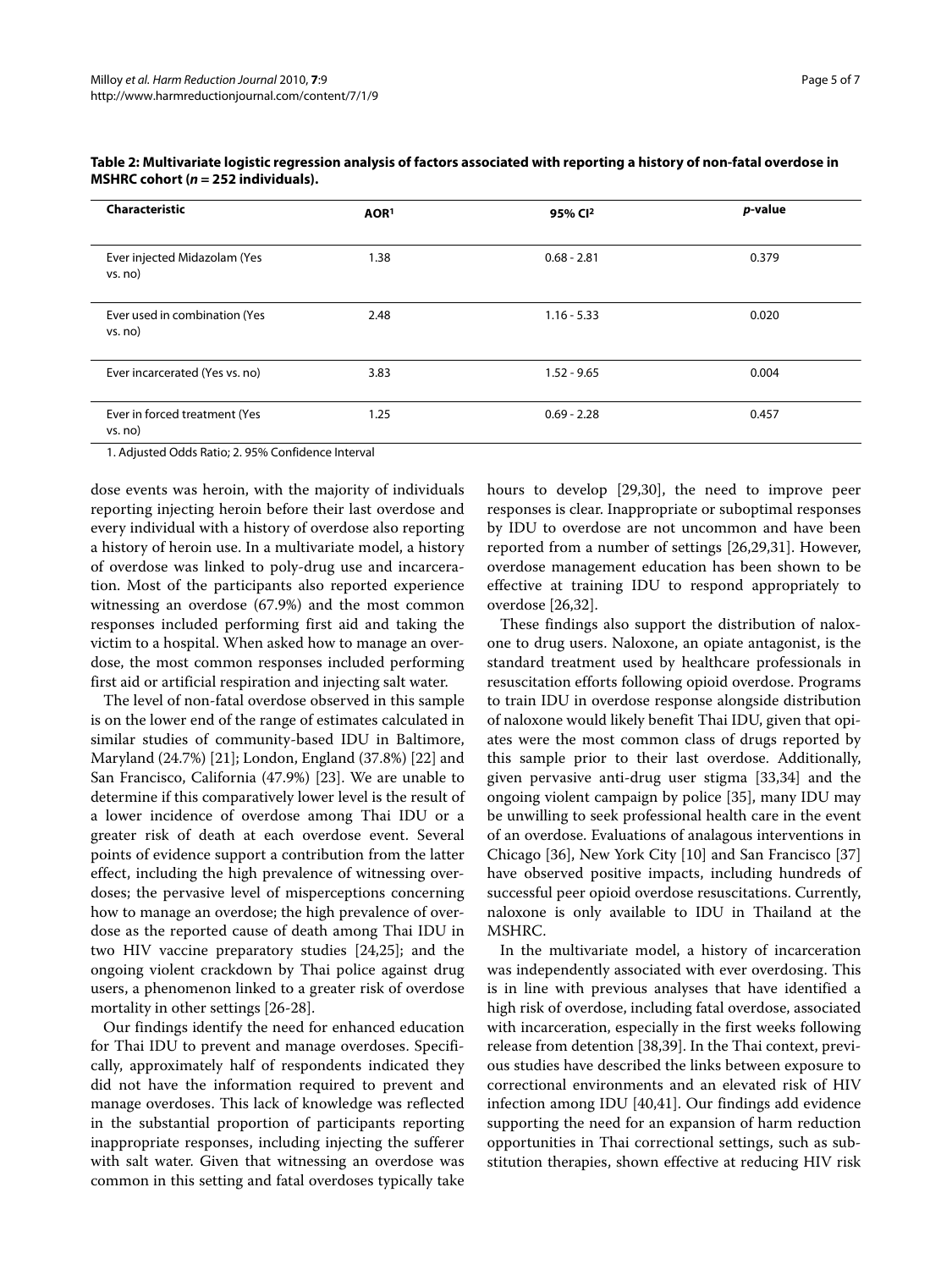**Table 2: Multivariate logistic regression analysis of factors associated with reporting a history of non-fatal overdose in MSHRC cohort (*n* = 252 individuals).**

| Characteristic | AOR[1] | 95% CI[2] | *p*-value |
| --- | --- | --- | --- |
| Ever injected Midazolam (Yes vs. no) | 1.38 | 0.68 - 2.81 | 0.379 |
| Ever used in combination (Yes vs. no) | 2.48 | 1.16 - 5.33 | 0.020 |
| Ever incarcerated (Yes vs. no) | 3.83 | 1.52 - 9.65 | 0.004 |
| Ever in forced treatment (Yes vs. no) | 1.25 | 0.69 - 2.28 | 0.457 |

1. Adjusted Odds Ratio; 2. 95% Confidence Interval

dose events was heroin, with the majority of individuals reporting injecting heroin before their last overdose and every individual with a history of overdose also reporting a history of heroin use. In a multivariate model, a history of overdose was linked to poly-drug use and incarceration. Most of the participants also reported experience witnessing an overdose (67.9%) and the most common responses included performing first aid and taking the victim to a hospital. When asked how to manage an overdose, the most common responses included performing first aid or artificial respiration and injecting salt water.

The level of non-fatal overdose observed in this sample is on the lower end of the range of estimates calculated in similar studies of community-based IDU in Baltimore, Maryland (24.7%) [21]; London, England (37.8%) [22] and San Francisco, California (47.9%) [23]. We are unable to determine if this comparatively lower level is the result of a lower incidence of overdose among Thai IDU or a greater risk of death at each overdose event. Several points of evidence support a contribution from the latter effect, including the high prevalence of witnessing overdoses; the pervasive level of misperceptions concerning how to manage an overdose; the high prevalence of overdose as the reported cause of death among Thai IDU in two HIV vaccine preparatory studies [24,25]; and the ongoing violent crackdown by Thai police against drug users, a phenomenon linked to a greater risk of overdose mortality in other settings [26-28].

Our findings identify the need for enhanced education for Thai IDU to prevent and manage overdoses. Specifically, approximately half of respondents indicated they did not have the information required to prevent and manage overdoses. This lack of knowledge was reflected in the substantial proportion of participants reporting inappropriate responses, including injecting the sufferer with salt water. Given that witnessing an overdose was common in this setting and fatal overdoses typically take hours to develop [29,30], the need to improve peer responses is clear. Inappropriate or suboptimal responses by IDU to overdose are not uncommon and have been reported from a number of settings [26,29,31]. However, overdose management education has been shown to be effective at training IDU to respond appropriately to overdose [26,32].

These findings also support the distribution of naloxone to drug users. Naloxone, an opiate antagonist, is the standard treatment used by healthcare professionals in resuscitation efforts following opioid overdose. Programs to train IDU in overdose response alongside distribution of naloxone would likely benefit Thai IDU, given that opiates were the most common class of drugs reported by this sample prior to their last overdose. Additionally, given pervasive anti-drug user stigma [33,34] and the ongoing violent campaign by police [35], many IDU may be unwilling to seek professional health care in the event of an overdose. Evaluations of analagous interventions in Chicago [36], New York City [10] and San Francisco [37] have observed positive impacts, including hundreds of successful peer opioid overdose resuscitations. Currently, naloxone is only available to IDU in Thailand at the MSHRC.

In the multivariate model, a history of incarceration was independently associated with ever overdosing. This is in line with previous analyses that have identified a high risk of overdose, including fatal overdose, associated with incarceration, especially in the first weeks following release from detention [38,39]. In the Thai context, previous studies have described the links between exposure to correctional environments and an elevated risk of HIV infection among IDU [40,41]. Our findings add evidence supporting the need for an expansion of harm reduction opportunities in Thai correctional settings, such as substitution therapies, shown effective at reducing HIV risk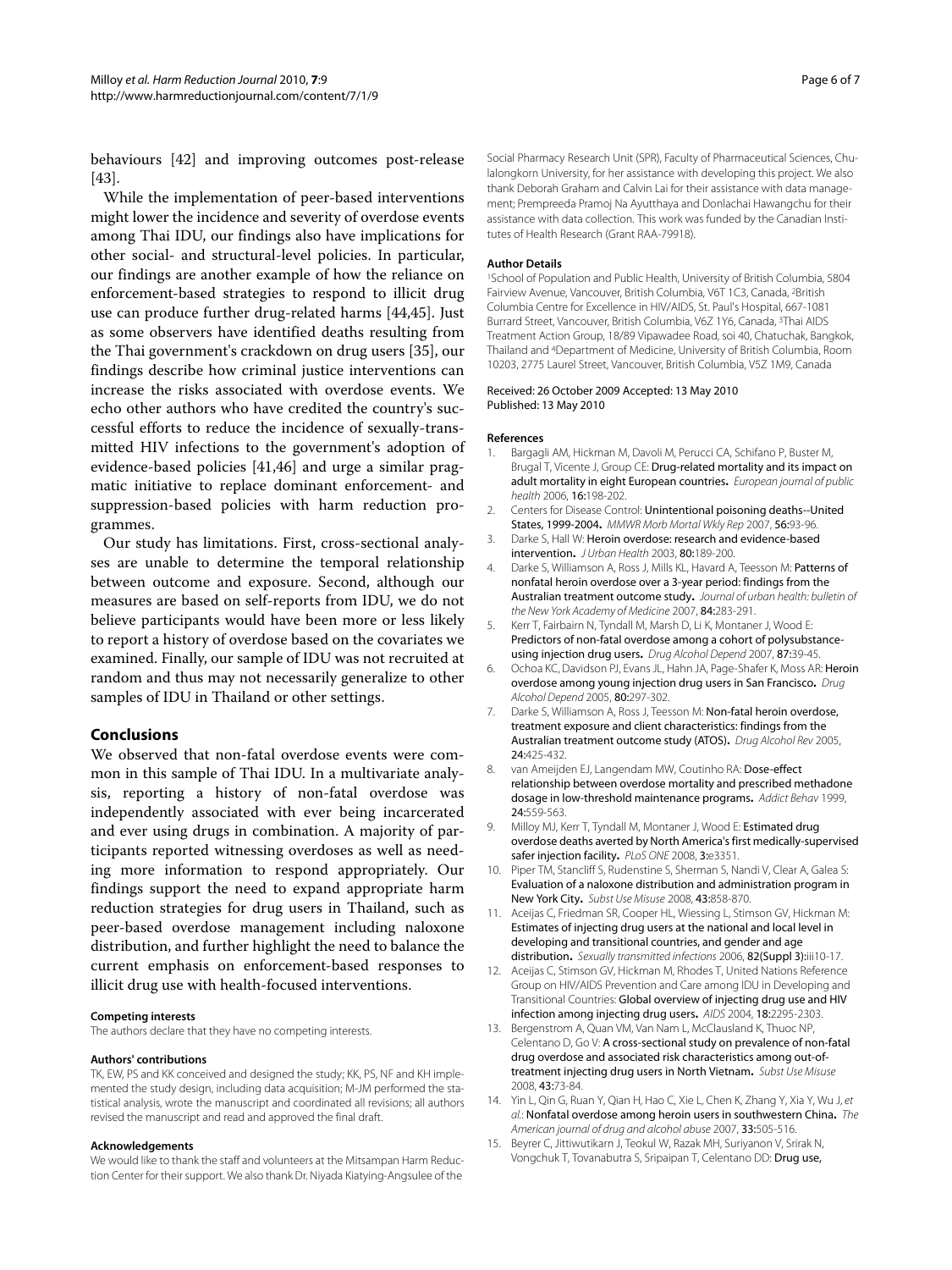behaviours [42] and improving outcomes post-release [43].

While the implementation of peer-based interventions might lower the incidence and severity of overdose events among Thai IDU, our findings also have implications for other social- and structural-level policies. In particular, our findings are another example of how the reliance on enforcement-based strategies to respond to illicit drug use can produce further drug-related harms [44,45]. Just as some observers have identified deaths resulting from the Thai government's crackdown on drug users [35], our findings describe how criminal justice interventions can increase the risks associated with overdose events. We echo other authors who have credited the country's successful efforts to reduce the incidence of sexually-transmitted HIV infections to the government's adoption of evidence-based policies [41,46] and urge a similar pragmatic initiative to replace dominant enforcement- and suppression-based policies with harm reduction programmes.

Our study has limitations. First, cross-sectional analyses are unable to determine the temporal relationship between outcome and exposure. Second, although our measures are based on self-reports from IDU, we do not believe participants would have been more or less likely to report a history of overdose based on the covariates we examined. Finally, our sample of IDU was not recruited at random and thus may not necessarily generalize to other samples of IDU in Thailand or other settings.

## Conclusions

We observed that non-fatal overdose events were common in this sample of Thai IDU. In a multivariate analysis, reporting a history of non-fatal overdose was independently associated with ever being incarcerated and ever using drugs in combination. A majority of participants reported witnessing overdoses as well as needing more information to respond appropriately. Our findings support the need to expand appropriate harm reduction strategies for drug users in Thailand, such as peer-based overdose management including naloxone distribution, and further highlight the need to balance the current emphasis on enforcement-based responses to illicit drug use with health-focused interventions.

#### Competing interests

The authors declare that they have no competing interests.

#### Authors' contributions

TK, EW, PS and KK conceived and designed the study; KK, PS, NF and KH implemented the study design, including data acquisition; M-JM performed the statistical analysis, wrote the manuscript and coordinated all revisions; all authors revised the manuscript and read and approved the final draft.

#### Acknowledgements

We would like to thank the staff and volunteers at the Mitsampan Harm Reduction Center for their support. We also thank Dr. Niyada Kiatying-Angsulee of the Social Pharmacy Research Unit (SPR), Faculty of Pharmaceutical Sciences, Chulalongkorn University, for her assistance with developing this project. We also thank Deborah Graham and Calvin Lai for their assistance with data management; Prempreeda Pramoj Na Ayutthaya and Donlachai Hawangchu for their assistance with data collection. This work was funded by the Canadian Institutes of Health Research (Grant RAA-79918).

#### Author Details

[1]School of Population and Public Health, University of British Columbia, 5804 Fairview Avenue, Vancouver, British Columbia, V6T 1C3, Canada, [2]British Columbia Centre for Excellence in HIV/AIDS, St. Paul's Hospital, 667-1081 Burrard Street, Vancouver, British Columbia, V6Z 1Y6, Canada, [3]Thai AIDS Treatment Action Group, 18/89 Vipawadee Road, soi 40, Chatuchak, Bangkok, Thailand and [4]Department of Medicine, University of British Columbia, Room 10203, 2775 Laurel Street, Vancouver, British Columbia, V5Z 1M9, Canada

Received: 26 October 2009 Accepted: 13 May 2010
Published: 13 May 2010

#### References

1. Bargagli AM, Hickman M, Davoli M, Perucci CA, Schifano P, Buster M, Brugal T, Vicente J, Group CE: **Drug-related mortality and its impact on adult mortality in eight European countries.** *European journal of public health* 2006, **16:**198-202.
2. Centers for Disease Control: **Unintentional poisoning deaths--United States, 1999-2004.** *MMWR Morb Mortal Wkly Rep* 2007, **56:**93-96.
3. Darke S, Hall W: **Heroin overdose: research and evidence-based intervention.** *J Urban Health* 2003, **80:**189-200.
4. Darke S, Williamson A, Ross J, Mills KL, Havard A, Teesson M: **Patterns of nonfatal heroin overdose over a 3-year period: findings from the Australian treatment outcome study.** *Journal of urban health: bulletin of the New York Academy of Medicine* 2007, **84:**283-291.
5. Kerr T, Fairbairn N, Tyndall M, Marsh D, Li K, Montaner J, Wood E: **Predictors of non-fatal overdose among a cohort of polysubstance-using injection drug users.** *Drug Alcohol Depend* 2007, **87:**39-45.
6. Ochoa KC, Davidson PJ, Evans JL, Hahn JA, Page-Shafer K, Moss AR: **Heroin overdose among young injection drug users in San Francisco.** *Drug Alcohol Depend* 2005, **80:**297-302.
7. Darke S, Williamson A, Ross J, Teesson M: **Non-fatal heroin overdose, treatment exposure and client characteristics: findings from the Australian treatment outcome study (ATOS).** *Drug Alcohol Rev* 2005, **24:**425-432.
8. van Ameijden EJ, Langendam MW, Coutinho RA: **Dose-effect relationship between overdose mortality and prescribed methadone dosage in low-threshold maintenance programs.** *Addict Behav* 1999, **24:**559-563.
9. Milloy MJ, Kerr T, Tyndall M, Montaner J, Wood E: **Estimated drug overdose deaths averted by North America's first medically-supervised safer injection facility.** *PLoS ONE* 2008, **3:**e3351.
10. Piper TM, Stancliff S, Rudenstine S, Sherman S, Nandi V, Clear A, Galea S: **Evaluation of a naloxone distribution and administration program in New York City.** *Subst Use Misuse* 2008, **43:**858-870.
11. Aceijas C, Friedman SR, Cooper HL, Wiessing L, Stimson GV, Hickman M: **Estimates of injecting drug users at the national and local level in developing and transitional countries, and gender and age distribution.** *Sexually transmitted infections* 2006, **82(Suppl 3):**iii10-17.
12. Aceijas C, Stimson GV, Hickman M, Rhodes T, United Nations Reference Group on HIV/AIDS Prevention and Care among IDU in Developing and Transitional Countries: **Global overview of injecting drug use and HIV infection among injecting drug users.** *AIDS* 2004, **18:**2295-2303.
13. Bergenstrom A, Quan VM, Van Nam L, McClausland K, Thuoc NP, Celentano D, Go V: **A cross-sectional study on prevalence of non-fatal drug overdose and associated risk characteristics among out-of-treatment injecting drug users in North Vietnam.** *Subst Use Misuse* 2008, **43:**73-84.
14. Yin L, Qin G, Ruan Y, Qian H, Hao C, Xie L, Chen K, Zhang Y, Xia Y, Wu J, *et al.*: **Nonfatal overdose among heroin users in southwestern China.** *The American journal of drug and alcohol abuse* 2007, **33:**505-516.
15. Beyrer C, Jittiwutikarn J, Teokul W, Razak MH, Suriyanon V, Srirak N, Vongchuk T, Tovanabutra S, Sripaipan T, Celentano DD: **Drug use,**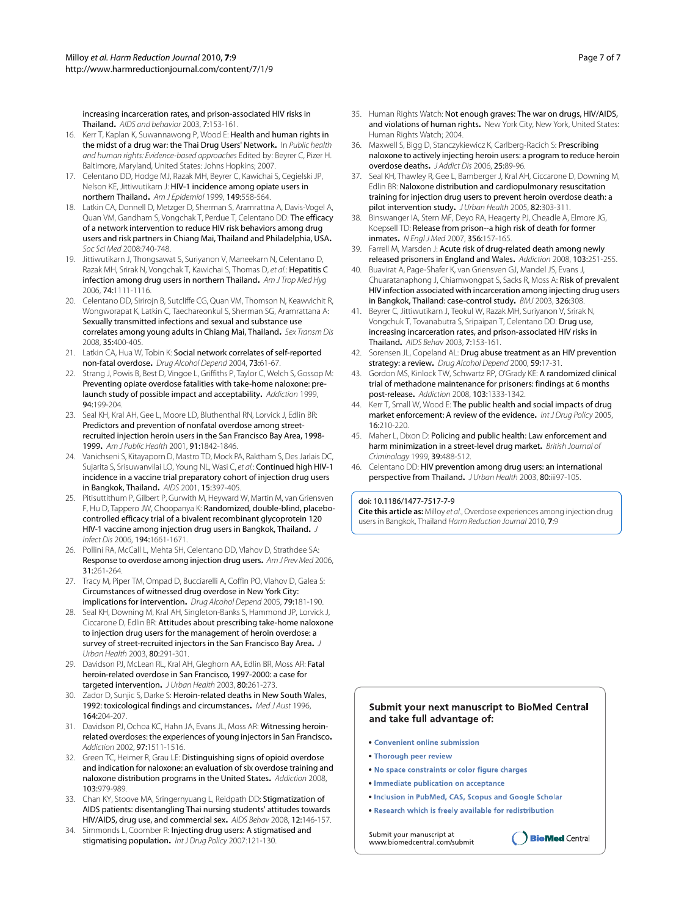increasing incarceration rates, and prison-associated HIV risks in Thailand. *AIDS and behavior* 2003, **7**:153-161.

16. Kerr T, Kaplan K, Suwannawong P, Wood E: **Health and human rights in the midst of a drug war: the Thai Drug Users' Network.** In *Public health and human rights: Evidence-based approaches* Edited by: Beyrer C, Pizer H. Baltimore, Maryland, United States: Johns Hopkins; 2007.
17. Celentano DD, Hodge MJ, Razak MH, Beyrer C, Kawichai S, Cegielski JP, Nelson KE, Jittiwutikarn J: **HIV-1 incidence among opiate users in northern Thailand.** *Am J Epidemiol* 1999, **149**:558-564.
18. Latkin CA, Donnell D, Metzger D, Sherman S, Aramrattna A, Davis-Vogel A, Quan VM, Gandham S, Vongchak T, Perdue T, Celentano DD: **The efficacy of a network intervention to reduce HIV risk behaviors among drug users and risk partners in Chiang Mai, Thailand and Philadelphia, USA.** *Soc Sci Med* 2008:740-748.
19. Jittiwutikarn J, Thongsawat S, Suriyanon V, Maneekarn N, Celentano D, Razak MH, Srirak N, Vongchak T, Kawichai S, Thomas D, *et al.*: **Hepatitis C infection among drug users in northern Thailand.** *Am J Trop Med Hyg* 2006, **74**:1111-1116.
20. Celentano DD, Sirirojn B, Sutcliffe CG, Quan VM, Thomson N, Keawvichit R, Wongworapat K, Latkin C, Taechareonkul S, Sherman SG, Aramrattana A: **Sexually transmitted infections and sexual and substance use correlates among young adults in Chiang Mai, Thailand.** *Sex Transm Dis* 2008, **35**:400-405.
21. Latkin CA, Hua W, Tobin K: **Social network correlates of self-reported non-fatal overdose.** *Drug Alcohol Depend* 2004, **73**:61-67.
22. Strang J, Powis B, Best D, Vingoe L, Griffiths P, Taylor C, Welch S, Gossop M: **Preventing opiate overdose fatalities with take-home naloxone: pre-launch study of possible impact and acceptability.** *Addiction* 1999, **94**:199-204.
23. Seal KH, Kral AH, Gee L, Moore LD, Bluthenthal RN, Lorvick J, Edlin BR: **Predictors and prevention of nonfatal overdose among street-recruited injection heroin users in the San Francisco Bay Area, 1998-1999.** *Am J Public Health* 2001, **91**:1842-1846.
24. Vanichseni S, Kitayaporn D, Mastro TD, Mock PA, Raktham S, Des Jarlais DC, Sujarita S, Srisuwanvilai LO, Young NL, Wasi C, *et al.*: **Continued high HIV-1 incidence in a vaccine trial preparatory cohort of injection drug users in Bangkok, Thailand.** *AIDS* 2001, **15**:397-405.
25. Pitisuttithum P, Gilbert P, Gurwith M, Heyward W, Martin M, van Griensven F, Hu D, Tappero JW, Choopanya K: **Randomized, double-blind, placebo-controlled efficacy trial of a bivalent recombinant glycoprotein 120 HIV-1 vaccine among injection drug users in Bangkok, Thailand.** *J Infect Dis* 2006, **194**:1661-1671.
26. Pollini RA, McCall L, Mehta SH, Celentano DD, Vlahov D, Strathdee SA: **Response to overdose among injection drug users.** *Am J Prev Med* 2006, **31**:261-264.
27. Tracy M, Piper TM, Ompad D, Bucciarelli A, Coffin PO, Vlahov D, Galea S: **Circumstances of witnessed drug overdose in New York City: implications for intervention.** *Drug Alcohol Depend* 2005, **79**:181-190.
28. Seal KH, Downing M, Kral AH, Singleton-Banks S, Hammond JP, Lorvick J, Ciccarone D, Edlin BR: **Attitudes about prescribing take-home naloxone to injection drug users for the management of heroin overdose: a survey of street-recruited injectors in the San Francisco Bay Area.** *J Urban Health* 2003, **80**:291-301.
29. Davidson PJ, McLean RL, Kral AH, Gleghorn AA, Edlin BR, Moss AR: **Fatal heroin-related overdose in San Francisco, 1997-2000: a case for targeted intervention.** *J Urban Health* 2003, **80**:261-273.
30. Zador D, Sunjic S, Darke S: **Heroin-related deaths in New South Wales, 1992: toxicological findings and circumstances.** *Med J Aust* 1996, **164**:204-207.
31. Davidson PJ, Ochoa KC, Hahn JA, Evans JL, Moss AR: **Witnessing heroin-related overdoses: the experiences of young injectors in San Francisco.** *Addiction* 2002, **97**:1511-1516.
32. Green TC, Heimer R, Grau LE: **Distinguishing signs of opioid overdose and indication for naloxone: an evaluation of six overdose training and naloxone distribution programs in the United States.** *Addiction* 2008, **103**:979-989.
33. Chan KY, Stoove MA, Sringernyuang L, Reidpath DD: **Stigmatization of AIDS patients: disentangling Thai nursing students' attitudes towards HIV/AIDS, drug use, and commercial sex.** *AIDS Behav* 2008, **12**:146-157.
34. Simmonds L, Coomber R: **Injecting drug users: A stigmatised and stigmatising population.** *Int J Drug Policy* 2007:121-130.
35. Human Rights Watch: **Not enough graves: The war on drugs, HIV/AIDS, and violations of human rights.** New York City, New York, United States: Human Rights Watch; 2004.
36. Maxwell S, Bigg D, Stanczykiewicz K, Carlberg-Racich S: **Prescribing naloxone to actively injecting heroin users: a program to reduce heroin overdose deaths.** *J Addict Dis* 2006, **25**:89-96.
37. Seal KH, Thawley R, Gee L, Bamberger J, Kral AH, Ciccarone D, Downing M, Edlin BR: **Naloxone distribution and cardiopulmonary resuscitation training for injection drug users to prevent heroin overdose death: a pilot intervention study.** *J Urban Health* 2005, **82**:303-311.
38. Binswanger IA, Stern MF, Deyo RA, Heagerty PJ, Cheadle A, Elmore JG, Koepsell TD: **Release from prison--a high risk of death for former inmates.** *N Engl J Med* 2007, **356**:157-165.
39. Farrell M, Marsden J: **Acute risk of drug-related death among newly released prisoners in England and Wales.** *Addiction* 2008, **103**:251-255.
40. Buavirat A, Page-Shafer K, van Griensven GJ, Mandel JS, Evans J, Chuaratanaphong J, Chiamwongpat S, Sacks R, Moss A: **Risk of prevalent HIV infection associated with incarceration among injecting drug users in Bangkok, Thailand: case-control study.** *BMJ* 2003, **326**:308.
41. Beyrer C, Jittiwutikarn J, Teokul W, Razak MH, Suriyanon V, Srirak N, Vongchuk T, Tovanabutra S, Sripaipan T, Celentano DD: **Drug use, increasing incarceration rates, and prison-associated HIV risks in Thailand.** *AIDS Behav* 2003, **7**:153-161.
42. Sorensen JL, Copeland AL: **Drug abuse treatment as an HIV prevention strategy: a review.** *Drug Alcohol Depend* 2000, **59**:17-31.
43. Gordon MS, Kinlock TW, Schwartz RP, O'Grady KE: **A randomized clinical trial of methadone maintenance for prisoners: findings at 6 months post-release.** *Addiction* 2008, **103**:1333-1342.
44. Kerr T, Small W, Wood E: **The public health and social impacts of drug market enforcement: A review of the evidence.** *Int J Drug Policy* 2005, **16**:210-220.
45. Maher L, Dixon D: **Policing and public health: Law enforcement and harm minimization in a street-level drug market.** *British Journal of Criminology* 1999, **39**:488-512.
46. Celentano DD: **HIV prevention among drug users: an international perspective from Thailand.** *J Urban Health* 2003, **80**:iii97-105.

doi: 10.1186/1477-7517-7-9

**Cite this article as:** Milloy *et al.*, Overdose experiences among injection drug users in Bangkok, Thailand *Harm Reduction Journal* 2010, **7**:9

**Submit your next manuscript to BioMed Central and take full advantage of:**

- Convenient online submission
- Thorough peer review
- No space constraints or color figure charges
- Immediate publication on acceptance
- Inclusion in PubMed, CAS, Scopus and Google Scholar
- Research which is freely available for redistribution

Submit your manuscript at www.biomedcentral.com/submit

BioMed Central